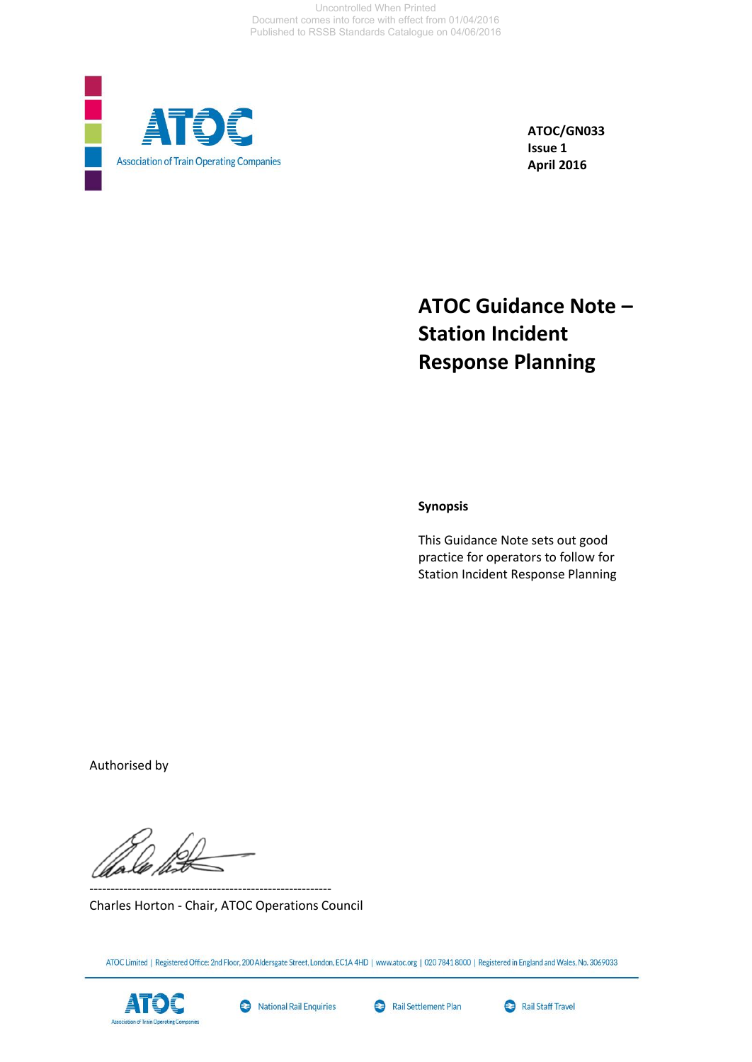Uncontrolled When Printed
Document comes into force with effect from 01/04/2016
Published to RSSB Standards Catalogue on 04/06/2016

ATOC

Association of Train Operating Companies

**ATOC/GN033**
**Issue 1**
**April 2016**

# ATOC Guidance Note – Station Incident Response Planning

**Synopsis**

This Guidance Note sets out good practice for operators to follow for Station Incident Response Planning

Authorised by

---------------------------------------------------------

Charles Horton - Chair, ATOC Operations Council

ATOC Limited | Registered Office: 2nd Floor, 200 Aldersgate Street, London, EC1A 4HD | www.atoc.org | 020 7841 8000 | Registered in England and Wales, No. 3069033

ATOC Association of Train Operating Companies | National Rail Enquiries | Rail Settlement Plan | Rail Staff Travel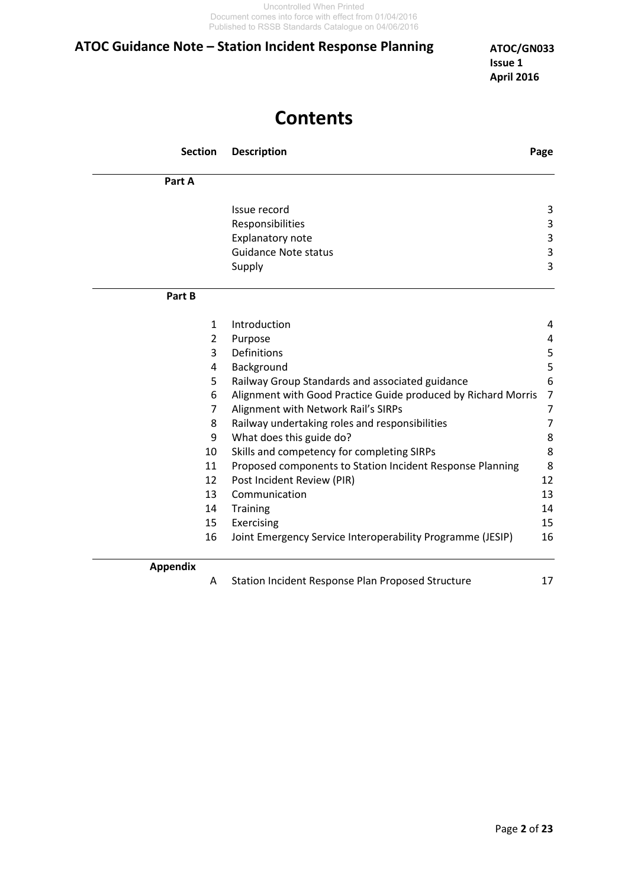# Contents

| Section | Description | Page |
|---|---|---|
| **Part A** | | |
| | Issue record | 3 |
| | Responsibilities | 3 |
| | Explanatory note | 3 |
| | Guidance Note status | 3 |
| | Supply | 3 |
| **Part B** | | |
| 1 | Introduction | 4 |
| 2 | Purpose | 4 |
| 3 | Definitions | 5 |
| 4 | Background | 5 |
| 5 | Railway Group Standards and associated guidance | 6 |
| 6 | Alignment with Good Practice Guide produced by Richard Morris | 7 |
| 7 | Alignment with Network Rail's SIRPs | 7 |
| 8 | Railway undertaking roles and responsibilities | 7 |
| 9 | What does this guide do? | 8 |
| 10 | Skills and competency for completing SIRPs | 8 |
| 11 | Proposed components to Station Incident Response Planning | 8 |
| 12 | Post Incident Review (PIR) | 12 |
| 13 | Communication | 13 |
| 14 | Training | 14 |
| 15 | Exercising | 15 |
| 16 | Joint Emergency Service Interoperability Programme (JESIP) | 16 |
| **Appendix** | | |
| A | Station Incident Response Plan Proposed Structure | 17 |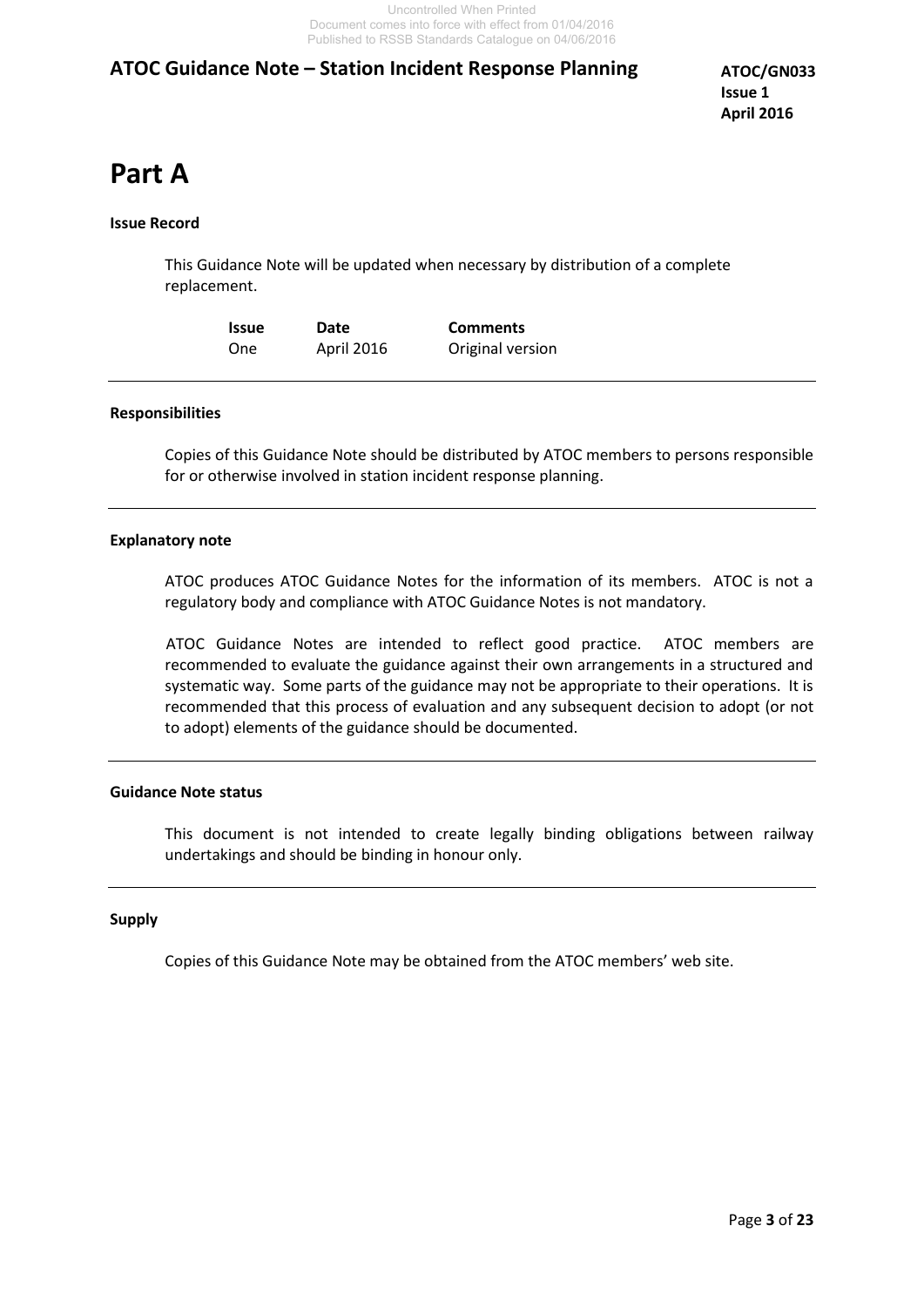# Part A

**Issue Record**

This Guidance Note will be updated when necessary by distribution of a complete replacement.

| Issue | Date | Comments |
| --- | --- | --- |
| One | April 2016 | Original version |

---

**Responsibilities**

Copies of this Guidance Note should be distributed by ATOC members to persons responsible for or otherwise involved in station incident response planning.

---

**Explanatory note**

ATOC produces ATOC Guidance Notes for the information of its members. ATOC is not a regulatory body and compliance with ATOC Guidance Notes is not mandatory.

ATOC Guidance Notes are intended to reflect good practice. ATOC members are recommended to evaluate the guidance against their own arrangements in a structured and systematic way. Some parts of the guidance may not be appropriate to their operations. It is recommended that this process of evaluation and any subsequent decision to adopt (or not to adopt) elements of the guidance should be documented.

---

**Guidance Note status**

This document is not intended to create legally binding obligations between railway undertakings and should be binding in honour only.

---

**Supply**

Copies of this Guidance Note may be obtained from the ATOC members' web site.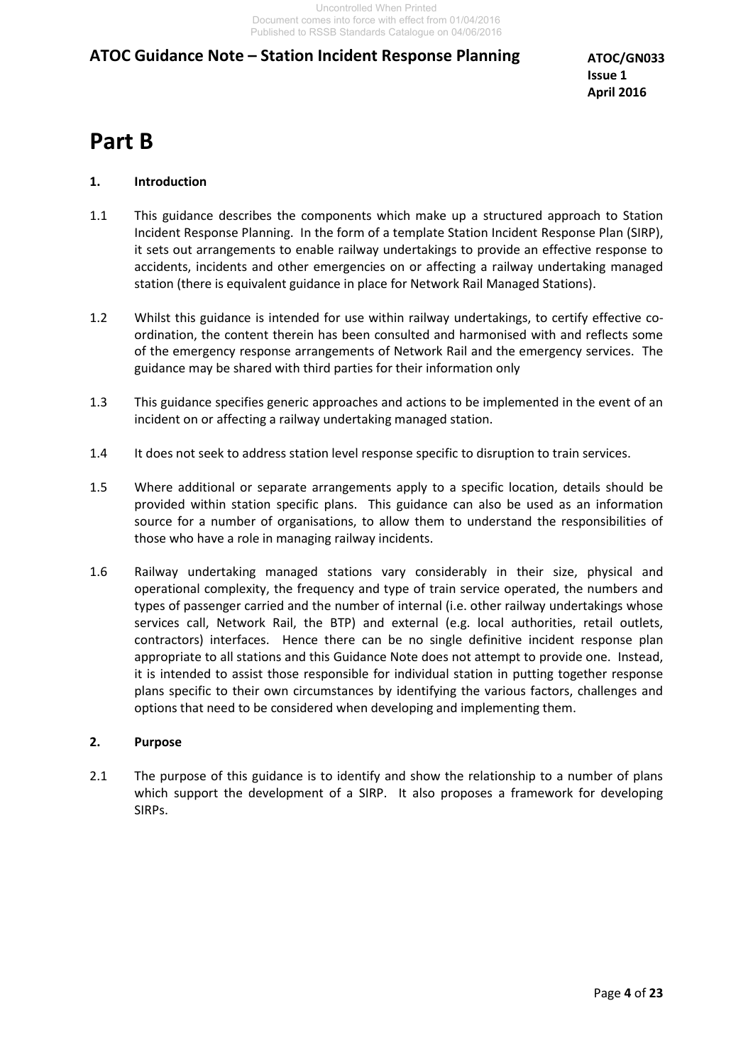# Part B

## 1. Introduction

1.1 This guidance describes the components which make up a structured approach to Station Incident Response Planning. In the form of a template Station Incident Response Plan (SIRP), it sets out arrangements to enable railway undertakings to provide an effective response to accidents, incidents and other emergencies on or affecting a railway undertaking managed station (there is equivalent guidance in place for Network Rail Managed Stations).

1.2 Whilst this guidance is intended for use within railway undertakings, to certify effective co-ordination, the content therein has been consulted and harmonised with and reflects some of the emergency response arrangements of Network Rail and the emergency services. The guidance may be shared with third parties for their information only

1.3 This guidance specifies generic approaches and actions to be implemented in the event of an incident on or affecting a railway undertaking managed station.

1.4 It does not seek to address station level response specific to disruption to train services.

1.5 Where additional or separate arrangements apply to a specific location, details should be provided within station specific plans. This guidance can also be used as an information source for a number of organisations, to allow them to understand the responsibilities of those who have a role in managing railway incidents.

1.6 Railway undertaking managed stations vary considerably in their size, physical and operational complexity, the frequency and type of train service operated, the numbers and types of passenger carried and the number of internal (i.e. other railway undertakings whose services call, Network Rail, the BTP) and external (e.g. local authorities, retail outlets, contractors) interfaces. Hence there can be no single definitive incident response plan appropriate to all stations and this Guidance Note does not attempt to provide one. Instead, it is intended to assist those responsible for individual station in putting together response plans specific to their own circumstances by identifying the various factors, challenges and options that need to be considered when developing and implementing them.

## 2. Purpose

2.1 The purpose of this guidance is to identify and show the relationship to a number of plans which support the development of a SIRP. It also proposes a framework for developing SIRPs.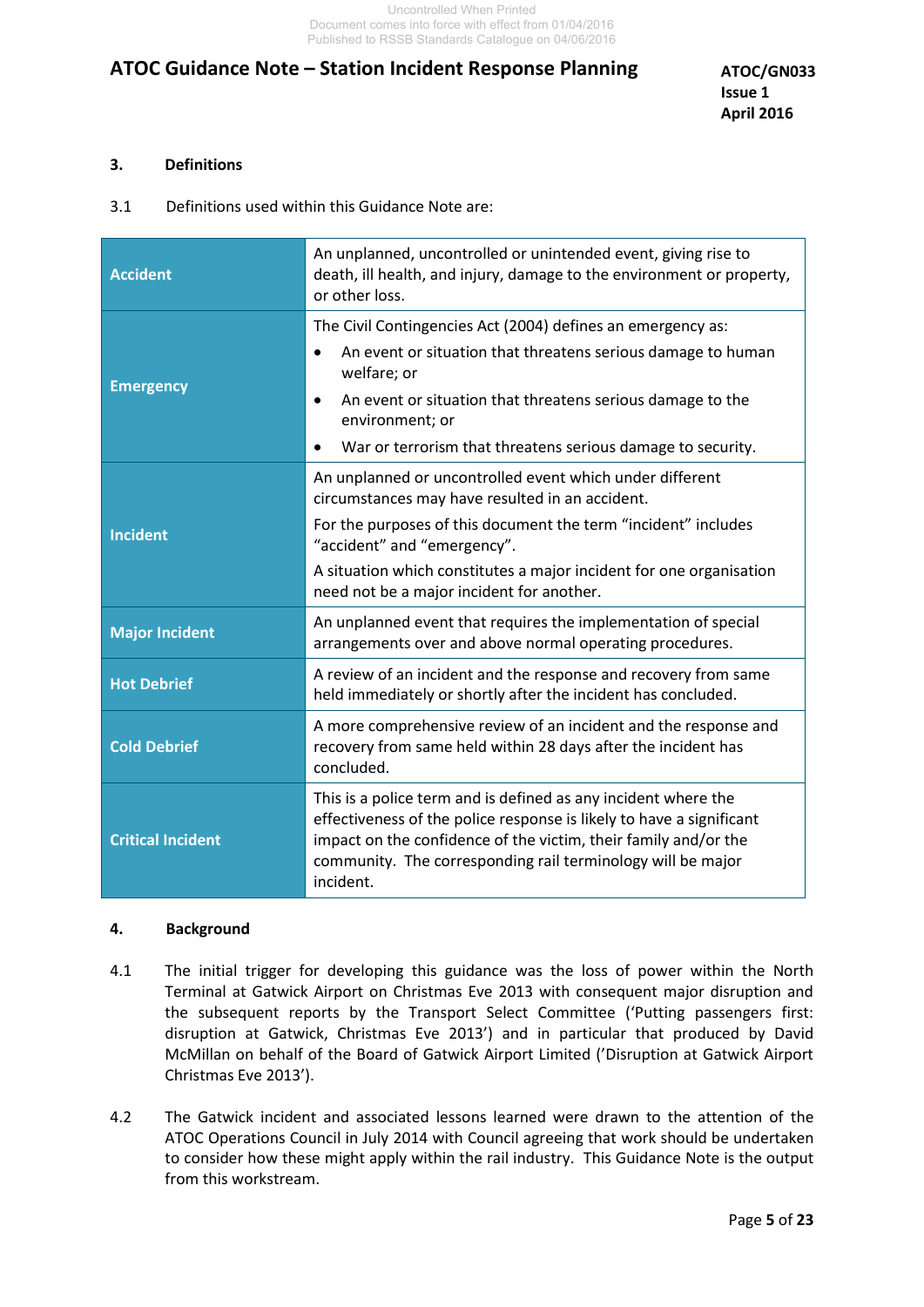## 3. Definitions

3.1 Definitions used within this Guidance Note are:

| | |
|---|---|
| **Accident** | An unplanned, uncontrolled or unintended event, giving rise to death, ill health, and injury, damage to the environment or property, or other loss. |
| **Emergency** | The Civil Contingencies Act (2004) defines an emergency as:<br>• An event or situation that threatens serious damage to human welfare; or<br>• An event or situation that threatens serious damage to the environment; or<br>• War or terrorism that threatens serious damage to security. |
| **Incident** | An unplanned or uncontrolled event which under different circumstances may have resulted in an accident.<br>For the purposes of this document the term “incident” includes “accident” and “emergency”.<br>A situation which constitutes a major incident for one organisation need not be a major incident for another. |
| **Major Incident** | An unplanned event that requires the implementation of special arrangements over and above normal operating procedures. |
| **Hot Debrief** | A review of an incident and the response and recovery from same held immediately or shortly after the incident has concluded. |
| **Cold Debrief** | A more comprehensive review of an incident and the response and recovery from same held within 28 days after the incident has concluded. |
| **Critical Incident** | This is a police term and is defined as any incident where the effectiveness of the police response is likely to have a significant impact on the confidence of the victim, their family and/or the community. The corresponding rail terminology will be major incident. |

## 4. Background

4.1 The initial trigger for developing this guidance was the loss of power within the North Terminal at Gatwick Airport on Christmas Eve 2013 with consequent major disruption and the subsequent reports by the Transport Select Committee (‘Putting passengers first: disruption at Gatwick, Christmas Eve 2013’) and in particular that produced by David McMillan on behalf of the Board of Gatwick Airport Limited (‘Disruption at Gatwick Airport Christmas Eve 2013’).

4.2 The Gatwick incident and associated lessons learned were drawn to the attention of the ATOC Operations Council in July 2014 with Council agreeing that work should be undertaken to consider how these might apply within the rail industry. This Guidance Note is the output from this workstream.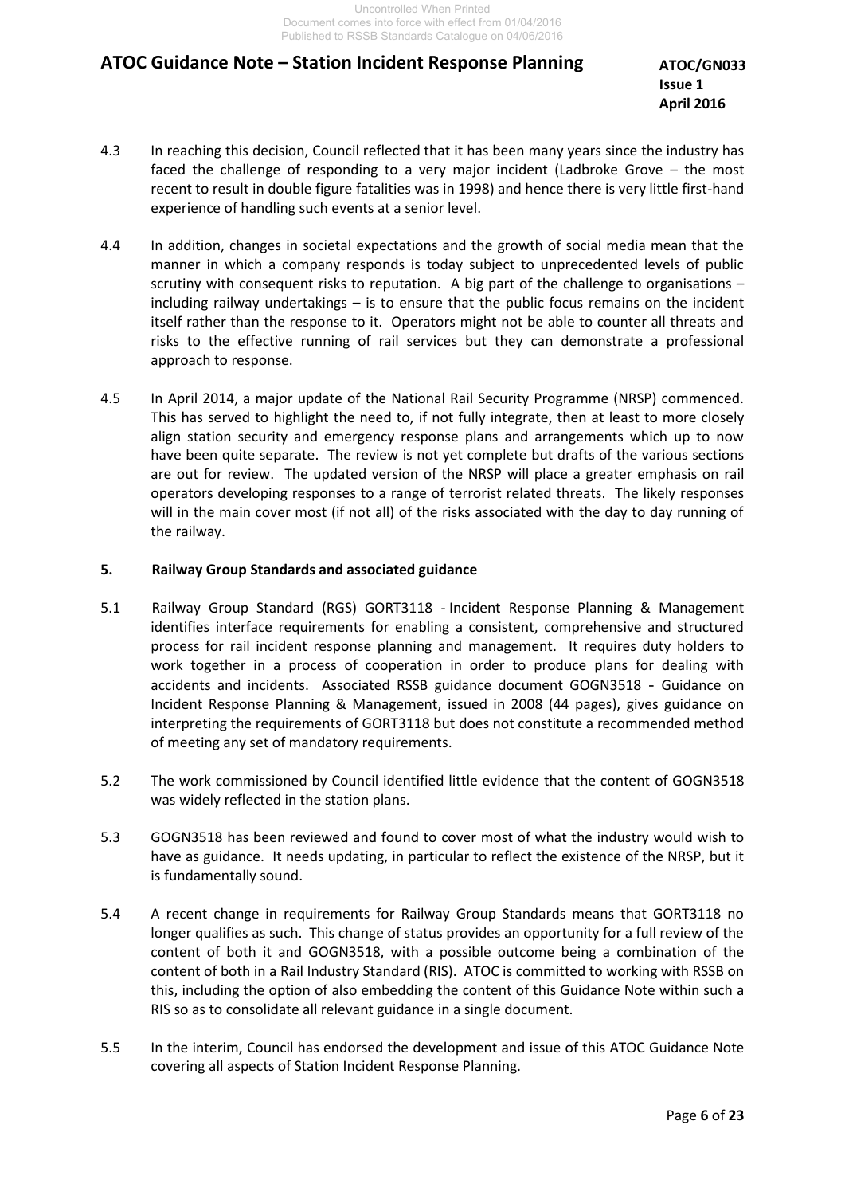4.3 In reaching this decision, Council reflected that it has been many years since the industry has faced the challenge of responding to a very major incident (Ladbroke Grove – the most recent to result in double figure fatalities was in 1998) and hence there is very little first-hand experience of handling such events at a senior level.

4.4 In addition, changes in societal expectations and the growth of social media mean that the manner in which a company responds is today subject to unprecedented levels of public scrutiny with consequent risks to reputation. A big part of the challenge to organisations – including railway undertakings – is to ensure that the public focus remains on the incident itself rather than the response to it. Operators might not be able to counter all threats and risks to the effective running of rail services but they can demonstrate a professional approach to response.

4.5 In April 2014, a major update of the National Rail Security Programme (NRSP) commenced. This has served to highlight the need to, if not fully integrate, then at least to more closely align station security and emergency response plans and arrangements which up to now have been quite separate. The review is not yet complete but drafts of the various sections are out for review. The updated version of the NRSP will place a greater emphasis on rail operators developing responses to a range of terrorist related threats. The likely responses will in the main cover most (if not all) of the risks associated with the day to day running of the railway.

## 5. Railway Group Standards and associated guidance

5.1 Railway Group Standard (RGS) GORT3118 - Incident Response Planning & Management identifies interface requirements for enabling a consistent, comprehensive and structured process for rail incident response planning and management. It requires duty holders to work together in a process of cooperation in order to produce plans for dealing with accidents and incidents. Associated RSSB guidance document GOGN3518 - Guidance on Incident Response Planning & Management, issued in 2008 (44 pages), gives guidance on interpreting the requirements of GORT3118 but does not constitute a recommended method of meeting any set of mandatory requirements.

5.2 The work commissioned by Council identified little evidence that the content of GOGN3518 was widely reflected in the station plans.

5.3 GOGN3518 has been reviewed and found to cover most of what the industry would wish to have as guidance. It needs updating, in particular to reflect the existence of the NRSP, but it is fundamentally sound.

5.4 A recent change in requirements for Railway Group Standards means that GORT3118 no longer qualifies as such. This change of status provides an opportunity for a full review of the content of both it and GOGN3518, with a possible outcome being a combination of the content of both in a Rail Industry Standard (RIS). ATOC is committed to working with RSSB on this, including the option of also embedding the content of this Guidance Note within such a RIS so as to consolidate all relevant guidance in a single document.

5.5 In the interim, Council has endorsed the development and issue of this ATOC Guidance Note covering all aspects of Station Incident Response Planning.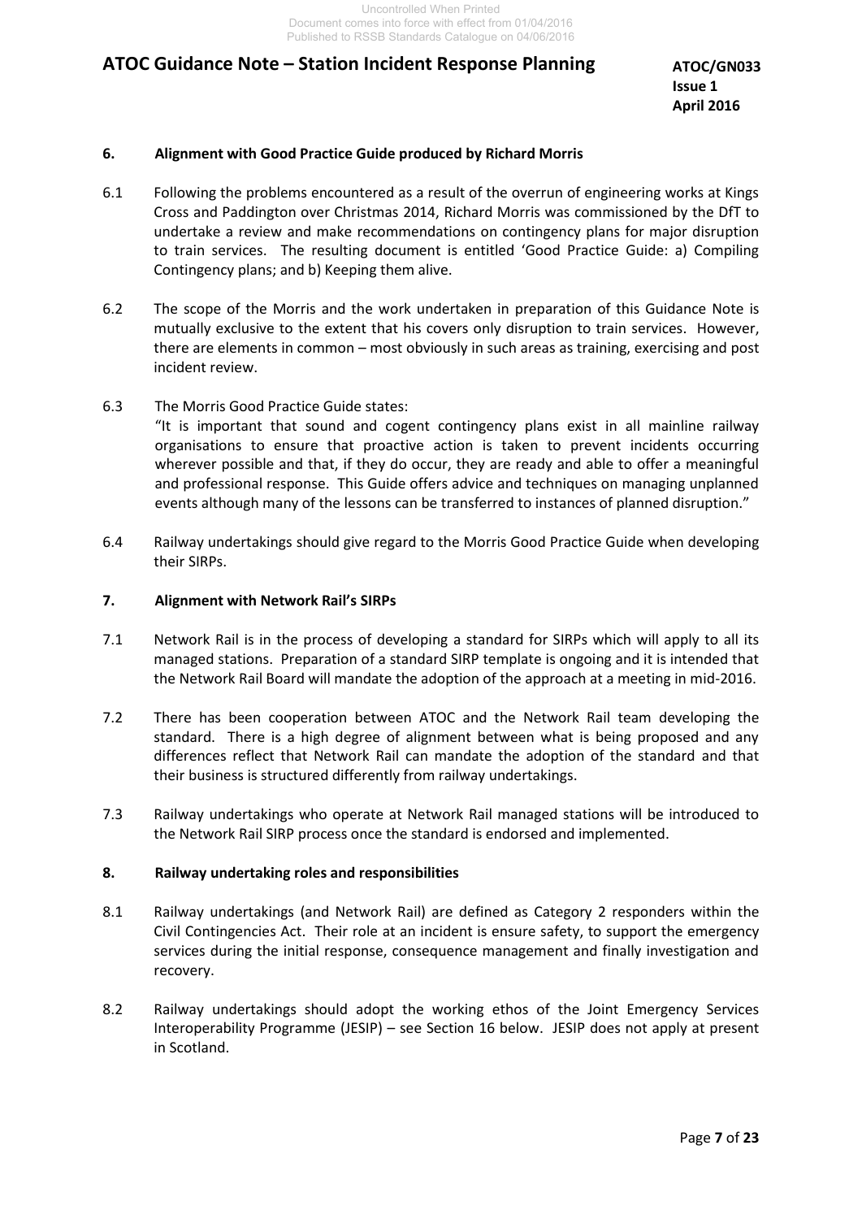## 6. Alignment with Good Practice Guide produced by Richard Morris

6.1 Following the problems encountered as a result of the overrun of engineering works at Kings Cross and Paddington over Christmas 2014, Richard Morris was commissioned by the DfT to undertake a review and make recommendations on contingency plans for major disruption to train services. The resulting document is entitled 'Good Practice Guide: a) Compiling Contingency plans; and b) Keeping them alive.

6.2 The scope of the Morris and the work undertaken in preparation of this Guidance Note is mutually exclusive to the extent that his covers only disruption to train services. However, there are elements in common – most obviously in such areas as training, exercising and post incident review.

6.3 The Morris Good Practice Guide states:
"It is important that sound and cogent contingency plans exist in all mainline railway organisations to ensure that proactive action is taken to prevent incidents occurring wherever possible and that, if they do occur, they are ready and able to offer a meaningful and professional response. This Guide offers advice and techniques on managing unplanned events although many of the lessons can be transferred to instances of planned disruption."

6.4 Railway undertakings should give regard to the Morris Good Practice Guide when developing their SIRPs.

## 7. Alignment with Network Rail's SIRPs

7.1 Network Rail is in the process of developing a standard for SIRPs which will apply to all its managed stations. Preparation of a standard SIRP template is ongoing and it is intended that the Network Rail Board will mandate the adoption of the approach at a meeting in mid-2016.

7.2 There has been cooperation between ATOC and the Network Rail team developing the standard. There is a high degree of alignment between what is being proposed and any differences reflect that Network Rail can mandate the adoption of the standard and that their business is structured differently from railway undertakings.

7.3 Railway undertakings who operate at Network Rail managed stations will be introduced to the Network Rail SIRP process once the standard is endorsed and implemented.

## 8. Railway undertaking roles and responsibilities

8.1 Railway undertakings (and Network Rail) are defined as Category 2 responders within the Civil Contingencies Act. Their role at an incident is ensure safety, to support the emergency services during the initial response, consequence management and finally investigation and recovery.

8.2 Railway undertakings should adopt the working ethos of the Joint Emergency Services Interoperability Programme (JESIP) – see Section 16 below. JESIP does not apply at present in Scotland.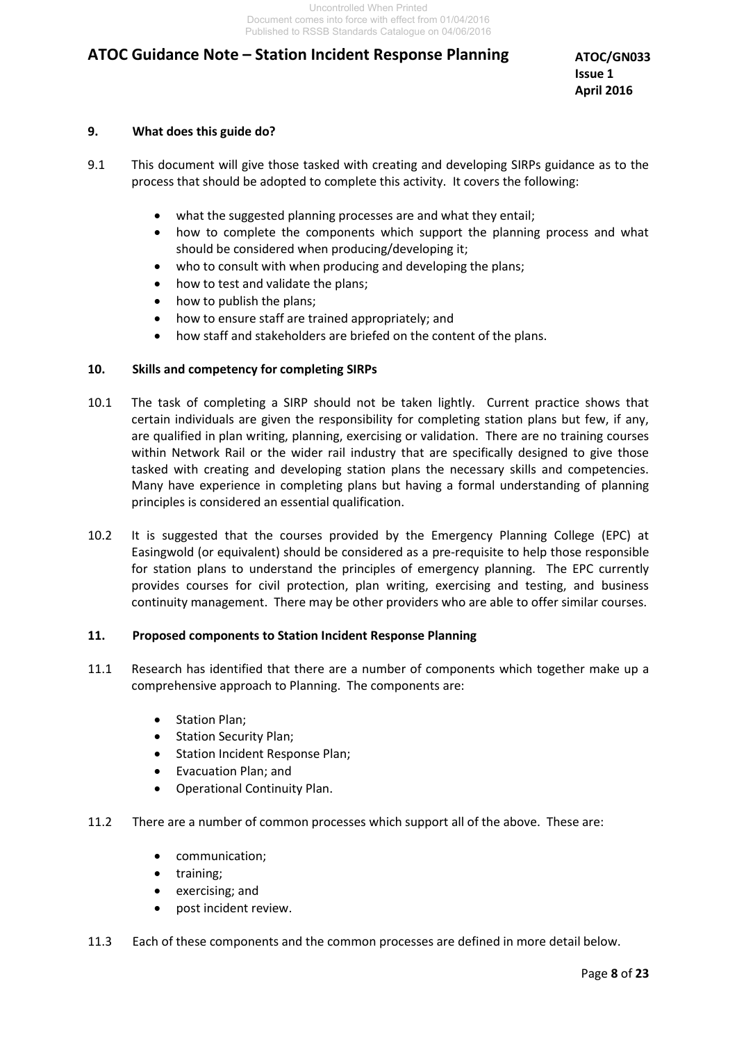## 9. What does this guide do?

9.1 This document will give those tasked with creating and developing SIRPs guidance as to the process that should be adopted to complete this activity. It covers the following:

- what the suggested planning processes are and what they entail;
- how to complete the components which support the planning process and what should be considered when producing/developing it;
- who to consult with when producing and developing the plans;
- how to test and validate the plans;
- how to publish the plans;
- how to ensure staff are trained appropriately; and
- how staff and stakeholders are briefed on the content of the plans.

## 10. Skills and competency for completing SIRPs

10.1 The task of completing a SIRP should not be taken lightly. Current practice shows that certain individuals are given the responsibility for completing station plans but few, if any, are qualified in plan writing, planning, exercising or validation. There are no training courses within Network Rail or the wider rail industry that are specifically designed to give those tasked with creating and developing station plans the necessary skills and competencies. Many have experience in completing plans but having a formal understanding of planning principles is considered an essential qualification.

10.2 It is suggested that the courses provided by the Emergency Planning College (EPC) at Easingwold (or equivalent) should be considered as a pre-requisite to help those responsible for station plans to understand the principles of emergency planning. The EPC currently provides courses for civil protection, plan writing, exercising and testing, and business continuity management. There may be other providers who are able to offer similar courses.

## 11. Proposed components to Station Incident Response Planning

11.1 Research has identified that there are a number of components which together make up a comprehensive approach to Planning. The components are:

- Station Plan;
- Station Security Plan;
- Station Incident Response Plan;
- Evacuation Plan; and
- Operational Continuity Plan.

11.2 There are a number of common processes which support all of the above. These are:

- communication;
- training;
- exercising; and
- post incident review.

11.3 Each of these components and the common processes are defined in more detail below.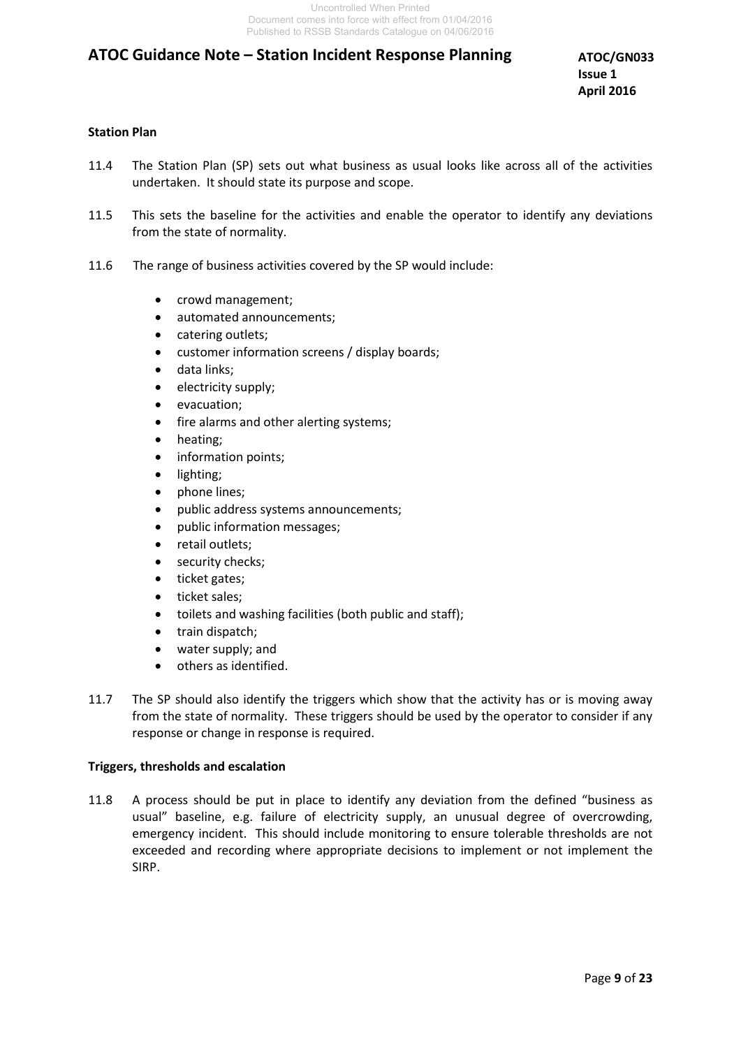### Station Plan

11.4 The Station Plan (SP) sets out what business as usual looks like across all of the activities undertaken. It should state its purpose and scope.

11.5 This sets the baseline for the activities and enable the operator to identify any deviations from the state of normality.

11.6 The range of business activities covered by the SP would include:

- crowd management;
- automated announcements;
- catering outlets;
- customer information screens / display boards;
- data links;
- electricity supply;
- evacuation;
- fire alarms and other alerting systems;
- heating;
- information points;
- lighting;
- phone lines;
- public address systems announcements;
- public information messages;
- retail outlets;
- security checks;
- ticket gates;
- ticket sales;
- toilets and washing facilities (both public and staff);
- train dispatch;
- water supply; and
- others as identified.

11.7 The SP should also identify the triggers which show that the activity has or is moving away from the state of normality. These triggers should be used by the operator to consider if any response or change in response is required.

### Triggers, thresholds and escalation

11.8 A process should be put in place to identify any deviation from the defined "business as usual" baseline, e.g. failure of electricity supply, an unusual degree of overcrowding, emergency incident. This should include monitoring to ensure tolerable thresholds are not exceeded and recording where appropriate decisions to implement or not implement the SIRP.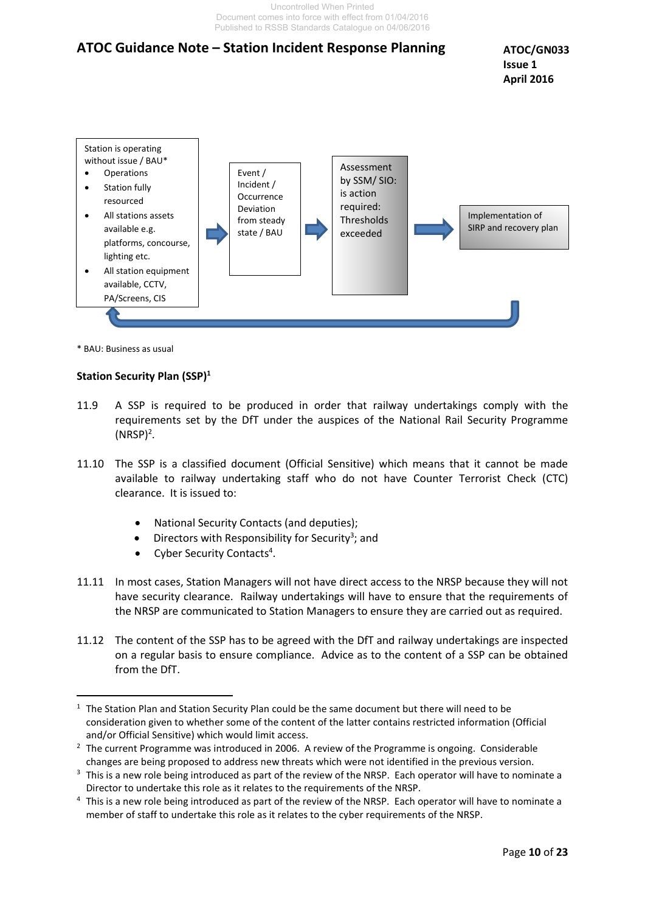Station is operating without issue / BAU*

- Operations
- Station fully resourced
- All stations assets available e.g. platforms, concourse, lighting etc.
- All station equipment available, CCTV, PA/Screens, CIS

Event / Incident / Occurrence Deviation from steady state / BAU

Assessment by SSM/ SIO: is action required: Thresholds exceeded

Implementation of SIRP and recovery plan

\* BAU: Business as usual

**Station Security Plan (SSP)[1]**

11.9 A SSP is required to be produced in order that railway undertakings comply with the requirements set by the DfT under the auspices of the National Rail Security Programme (NRSP)[2].

11.10 The SSP is a classified document (Official Sensitive) which means that it cannot be made available to railway undertaking staff who do not have Counter Terrorist Check (CTC) clearance. It is issued to:

- National Security Contacts (and deputies);
- Directors with Responsibility for Security[3]; and
- Cyber Security Contacts[4].

11.11 In most cases, Station Managers will not have direct access to the NRSP because they will not have security clearance. Railway undertakings will have to ensure that the requirements of the NRSP are communicated to Station Managers to ensure they are carried out as required.

11.12 The content of the SSP has to be agreed with the DfT and railway undertakings are inspected on a regular basis to ensure compliance. Advice as to the content of a SSP can be obtained from the DfT.

---

[1] The Station Plan and Station Security Plan could be the same document but there will need to be consideration given to whether some of the content of the latter contains restricted information (Official and/or Official Sensitive) which would limit access.

[2] The current Programme was introduced in 2006. A review of the Programme is ongoing. Considerable changes are being proposed to address new threats which were not identified in the previous version.

[3] This is a new role being introduced as part of the review of the NRSP. Each operator will have to nominate a Director to undertake this role as it relates to the requirements of the NRSP.

[4] This is a new role being introduced as part of the review of the NRSP. Each operator will have to nominate a member of staff to undertake this role as it relates to the cyber requirements of the NRSP.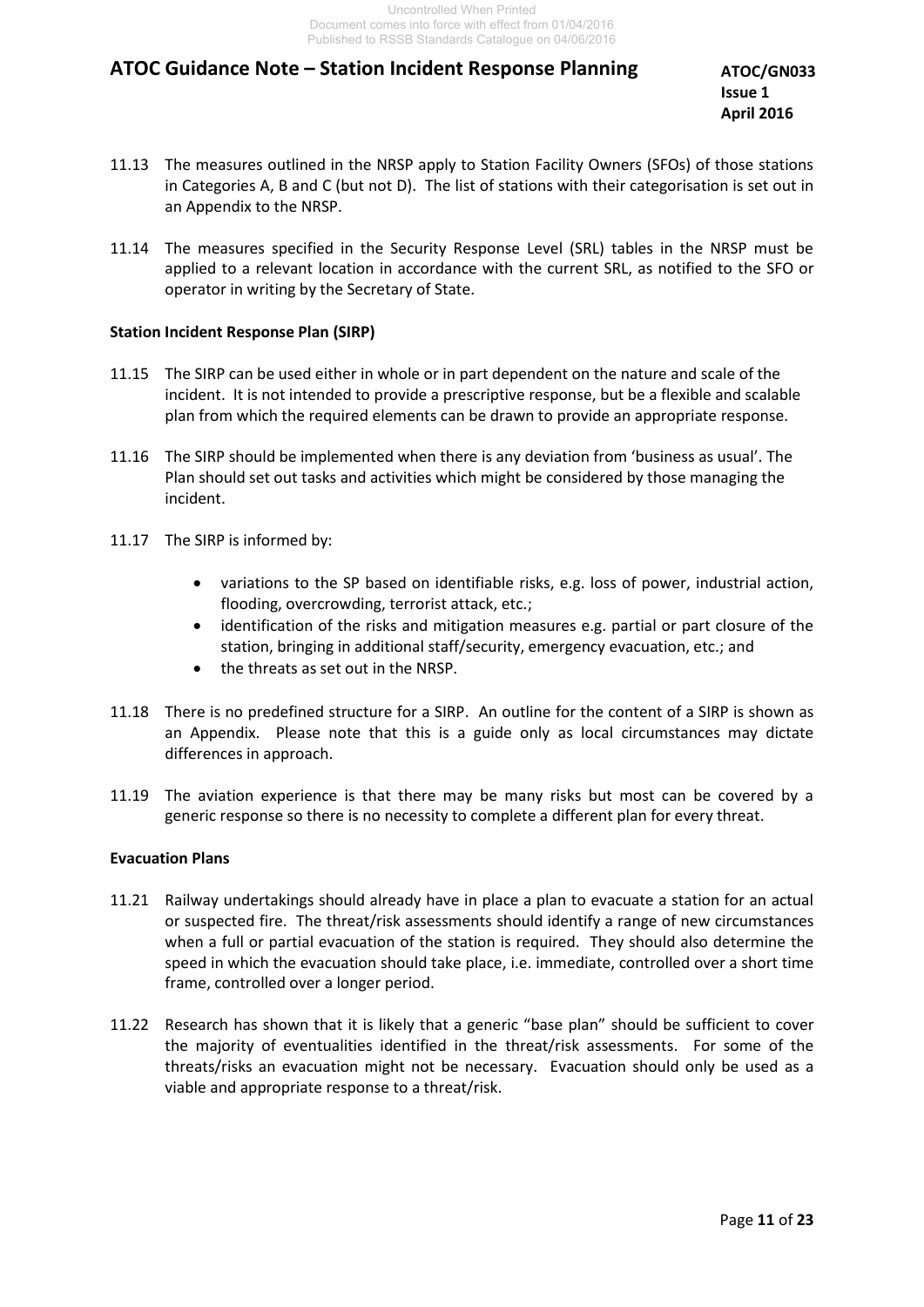11.13 The measures outlined in the NRSP apply to Station Facility Owners (SFOs) of those stations in Categories A, B and C (but not D). The list of stations with their categorisation is set out in an Appendix to the NRSP.

11.14 The measures specified in the Security Response Level (SRL) tables in the NRSP must be applied to a relevant location in accordance with the current SRL, as notified to the SFO or operator in writing by the Secretary of State.

**Station Incident Response Plan (SIRP)**

11.15 The SIRP can be used either in whole or in part dependent on the nature and scale of the incident. It is not intended to provide a prescriptive response, but be a flexible and scalable plan from which the required elements can be drawn to provide an appropriate response.

11.16 The SIRP should be implemented when there is any deviation from 'business as usual'. The Plan should set out tasks and activities which might be considered by those managing the incident.

11.17 The SIRP is informed by:

- variations to the SP based on identifiable risks, e.g. loss of power, industrial action, flooding, overcrowding, terrorist attack, etc.;
- identification of the risks and mitigation measures e.g. partial or part closure of the station, bringing in additional staff/security, emergency evacuation, etc.; and
- the threats as set out in the NRSP.

11.18 There is no predefined structure for a SIRP. An outline for the content of a SIRP is shown as an Appendix. Please note that this is a guide only as local circumstances may dictate differences in approach.

11.19 The aviation experience is that there may be many risks but most can be covered by a generic response so there is no necessity to complete a different plan for every threat.

**Evacuation Plans**

11.21 Railway undertakings should already have in place a plan to evacuate a station for an actual or suspected fire. The threat/risk assessments should identify a range of new circumstances when a full or partial evacuation of the station is required. They should also determine the speed in which the evacuation should take place, i.e. immediate, controlled over a short time frame, controlled over a longer period.

11.22 Research has shown that it is likely that a generic "base plan" should be sufficient to cover the majority of eventualities identified in the threat/risk assessments. For some of the threats/risks an evacuation might not be necessary. Evacuation should only be used as a viable and appropriate response to a threat/risk.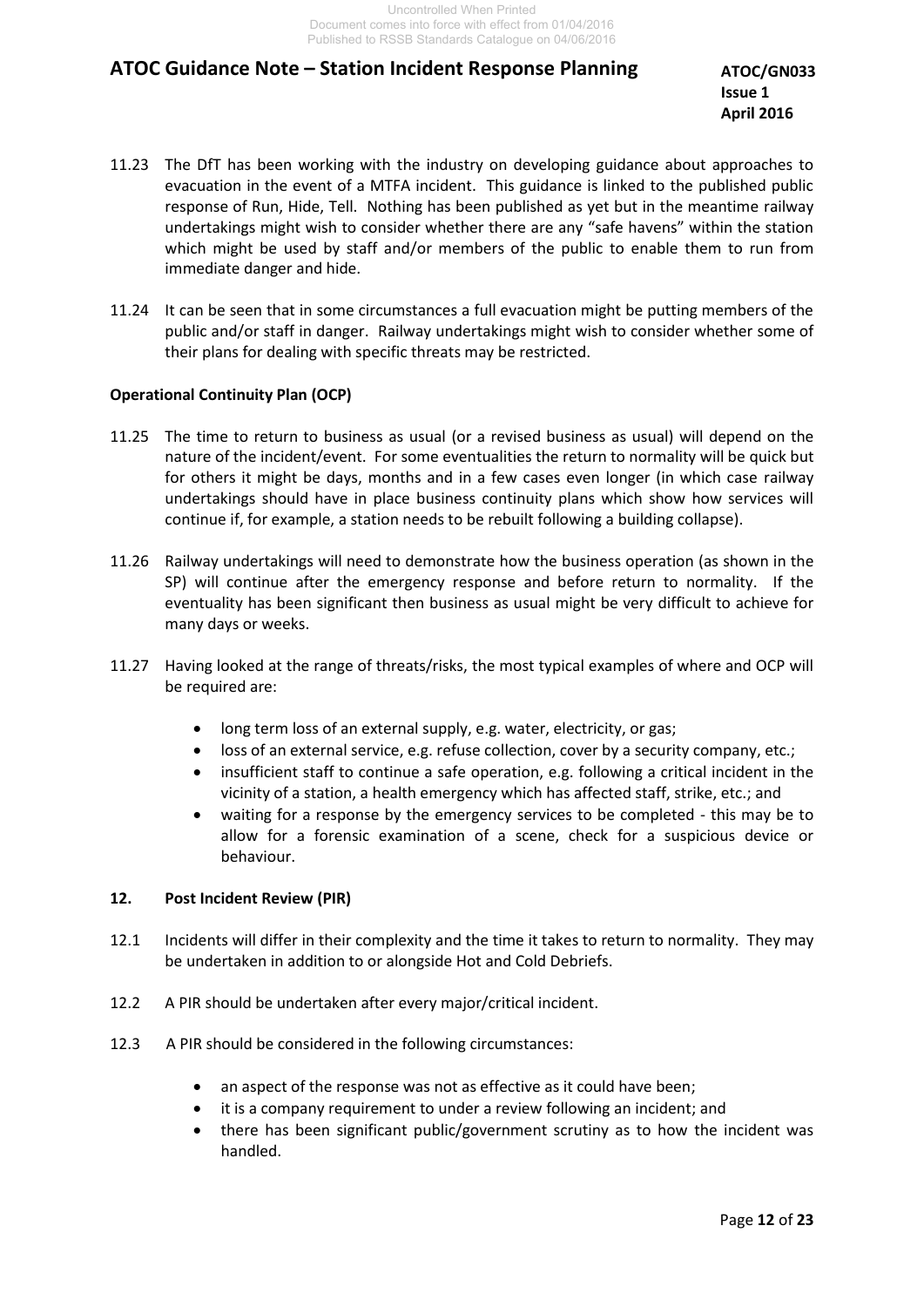11.23 The DfT has been working with the industry on developing guidance about approaches to evacuation in the event of a MTFA incident. This guidance is linked to the published public response of Run, Hide, Tell. Nothing has been published as yet but in the meantime railway undertakings might wish to consider whether there are any "safe havens" within the station which might be used by staff and/or members of the public to enable them to run from immediate danger and hide.

11.24 It can be seen that in some circumstances a full evacuation might be putting members of the public and/or staff in danger. Railway undertakings might wish to consider whether some of their plans for dealing with specific threats may be restricted.

**Operational Continuity Plan (OCP)**

11.25 The time to return to business as usual (or a revised business as usual) will depend on the nature of the incident/event. For some eventualities the return to normality will be quick but for others it might be days, months and in a few cases even longer (in which case railway undertakings should have in place business continuity plans which show how services will continue if, for example, a station needs to be rebuilt following a building collapse).

11.26 Railway undertakings will need to demonstrate how the business operation (as shown in the SP) will continue after the emergency response and before return to normality. If the eventuality has been significant then business as usual might be very difficult to achieve for many days or weeks.

11.27 Having looked at the range of threats/risks, the most typical examples of where and OCP will be required are:

- long term loss of an external supply, e.g. water, electricity, or gas;
- loss of an external service, e.g. refuse collection, cover by a security company, etc.;
- insufficient staff to continue a safe operation, e.g. following a critical incident in the vicinity of a station, a health emergency which has affected staff, strike, etc.; and
- waiting for a response by the emergency services to be completed - this may be to allow for a forensic examination of a scene, check for a suspicious device or behaviour.

## 12. Post Incident Review (PIR)

12.1 Incidents will differ in their complexity and the time it takes to return to normality. They may be undertaken in addition to or alongside Hot and Cold Debriefs.

12.2 A PIR should be undertaken after every major/critical incident.

12.3 A PIR should be considered in the following circumstances:

- an aspect of the response was not as effective as it could have been;
- it is a company requirement to under a review following an incident; and
- there has been significant public/government scrutiny as to how the incident was handled.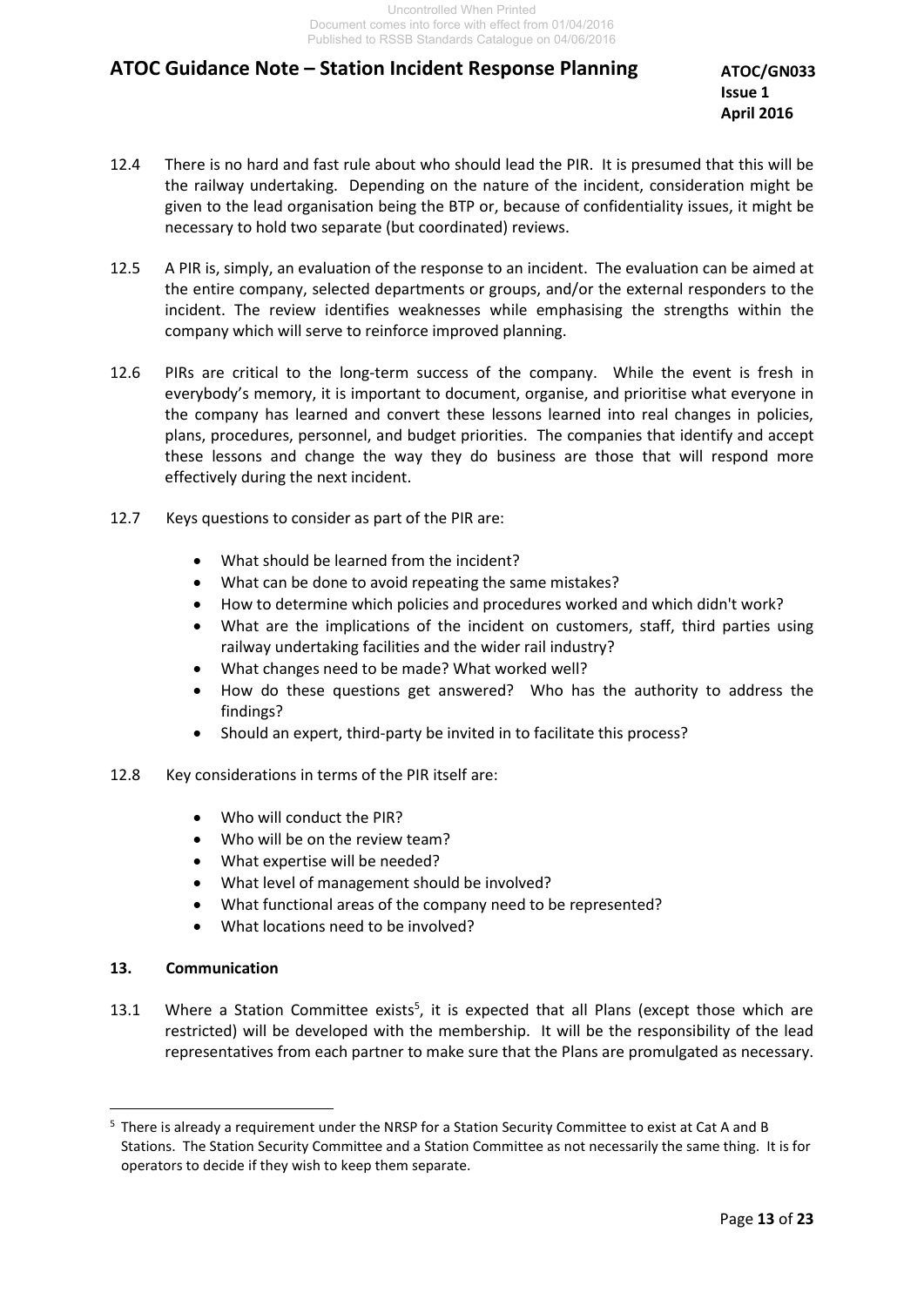12.4 There is no hard and fast rule about who should lead the PIR. It is presumed that this will be the railway undertaking. Depending on the nature of the incident, consideration might be given to the lead organisation being the BTP or, because of confidentiality issues, it might be necessary to hold two separate (but coordinated) reviews.

12.5 A PIR is, simply, an evaluation of the response to an incident. The evaluation can be aimed at the entire company, selected departments or groups, and/or the external responders to the incident. The review identifies weaknesses while emphasising the strengths within the company which will serve to reinforce improved planning.

12.6 PIRs are critical to the long-term success of the company. While the event is fresh in everybody's memory, it is important to document, organise, and prioritise what everyone in the company has learned and convert these lessons learned into real changes in policies, plans, procedures, personnel, and budget priorities. The companies that identify and accept these lessons and change the way they do business are those that will respond more effectively during the next incident.

12.7 Keys questions to consider as part of the PIR are:

- What should be learned from the incident?
- What can be done to avoid repeating the same mistakes?
- How to determine which policies and procedures worked and which didn't work?
- What are the implications of the incident on customers, staff, third parties using railway undertaking facilities and the wider rail industry?
- What changes need to be made? What worked well?
- How do these questions get answered? Who has the authority to address the findings?
- Should an expert, third-party be invited in to facilitate this process?

12.8 Key considerations in terms of the PIR itself are:

- Who will conduct the PIR?
- Who will be on the review team?
- What expertise will be needed?
- What level of management should be involved?
- What functional areas of the company need to be represented?
- What locations need to be involved?

## 13. Communication

13.1 Where a Station Committee exists[5], it is expected that all Plans (except those which are restricted) will be developed with the membership. It will be the responsibility of the lead representatives from each partner to make sure that the Plans are promulgated as necessary.

---

[5] There is already a requirement under the NRSP for a Station Security Committee to exist at Cat A and B Stations. The Station Security Committee and a Station Committee as not necessarily the same thing. It is for operators to decide if they wish to keep them separate.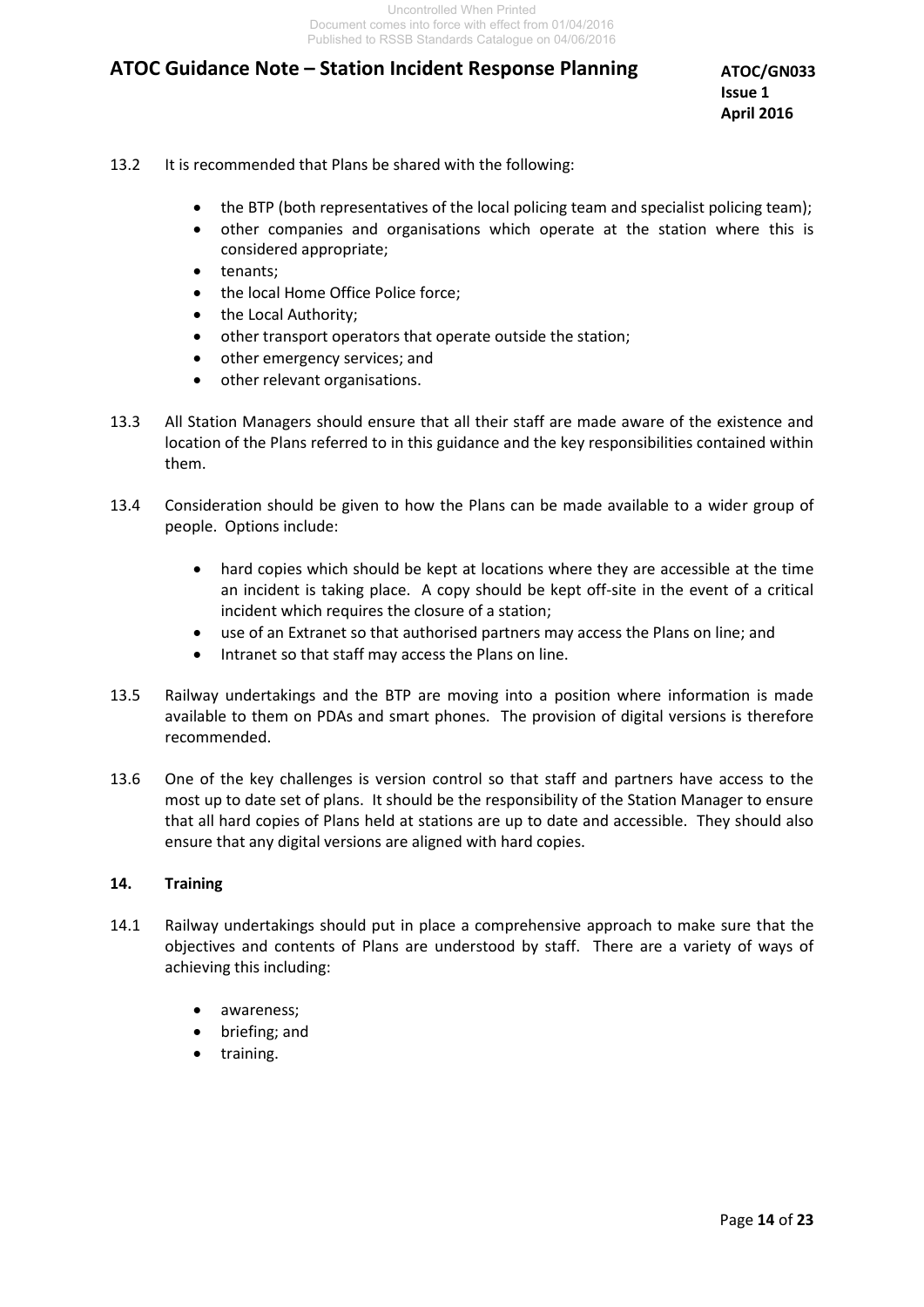13.2 It is recommended that Plans be shared with the following:

- the BTP (both representatives of the local policing team and specialist policing team);
- other companies and organisations which operate at the station where this is considered appropriate;
- tenants;
- the local Home Office Police force;
- the Local Authority;
- other transport operators that operate outside the station;
- other emergency services; and
- other relevant organisations.

13.3 All Station Managers should ensure that all their staff are made aware of the existence and location of the Plans referred to in this guidance and the key responsibilities contained within them.

13.4 Consideration should be given to how the Plans can be made available to a wider group of people. Options include:

- hard copies which should be kept at locations where they are accessible at the time an incident is taking place. A copy should be kept off-site in the event of a critical incident which requires the closure of a station;
- use of an Extranet so that authorised partners may access the Plans on line; and
- Intranet so that staff may access the Plans on line.

13.5 Railway undertakings and the BTP are moving into a position where information is made available to them on PDAs and smart phones. The provision of digital versions is therefore recommended.

13.6 One of the key challenges is version control so that staff and partners have access to the most up to date set of plans. It should be the responsibility of the Station Manager to ensure that all hard copies of Plans held at stations are up to date and accessible. They should also ensure that any digital versions are aligned with hard copies.

## 14. Training

14.1 Railway undertakings should put in place a comprehensive approach to make sure that the objectives and contents of Plans are understood by staff. There are a variety of ways of achieving this including:

- awareness;
- briefing; and
- training.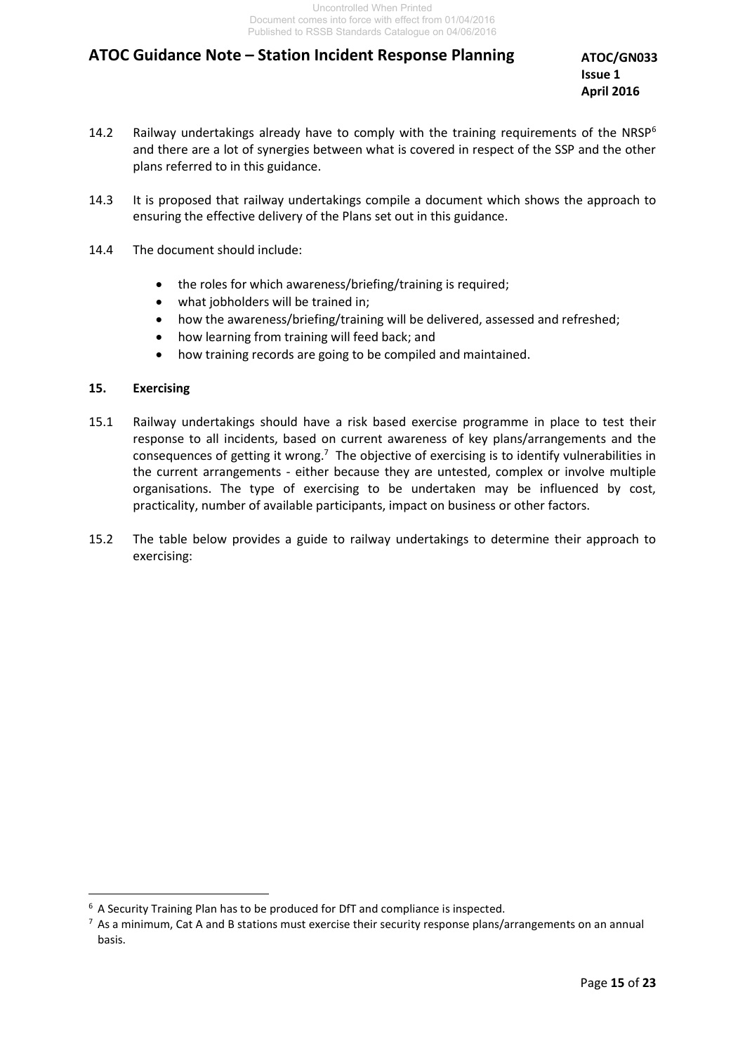14.2 Railway undertakings already have to comply with the training requirements of the NRSP[6] and there are a lot of synergies between what is covered in respect of the SSP and the other plans referred to in this guidance.

14.3 It is proposed that railway undertakings compile a document which shows the approach to ensuring the effective delivery of the Plans set out in this guidance.

14.4 The document should include:

- the roles for which awareness/briefing/training is required;
- what jobholders will be trained in;
- how the awareness/briefing/training will be delivered, assessed and refreshed;
- how learning from training will feed back; and
- how training records are going to be compiled and maintained.

## 15. Exercising

15.1 Railway undertakings should have a risk based exercise programme in place to test their response to all incidents, based on current awareness of key plans/arrangements and the consequences of getting it wrong.[7] The objective of exercising is to identify vulnerabilities in the current arrangements - either because they are untested, complex or involve multiple organisations. The type of exercising to be undertaken may be influenced by cost, practicality, number of available participants, impact on business or other factors.

15.2 The table below provides a guide to railway undertakings to determine their approach to exercising:

---

[6] A Security Training Plan has to be produced for DfT and compliance is inspected.

[7] As a minimum, Cat A and B stations must exercise their security response plans/arrangements on an annual basis.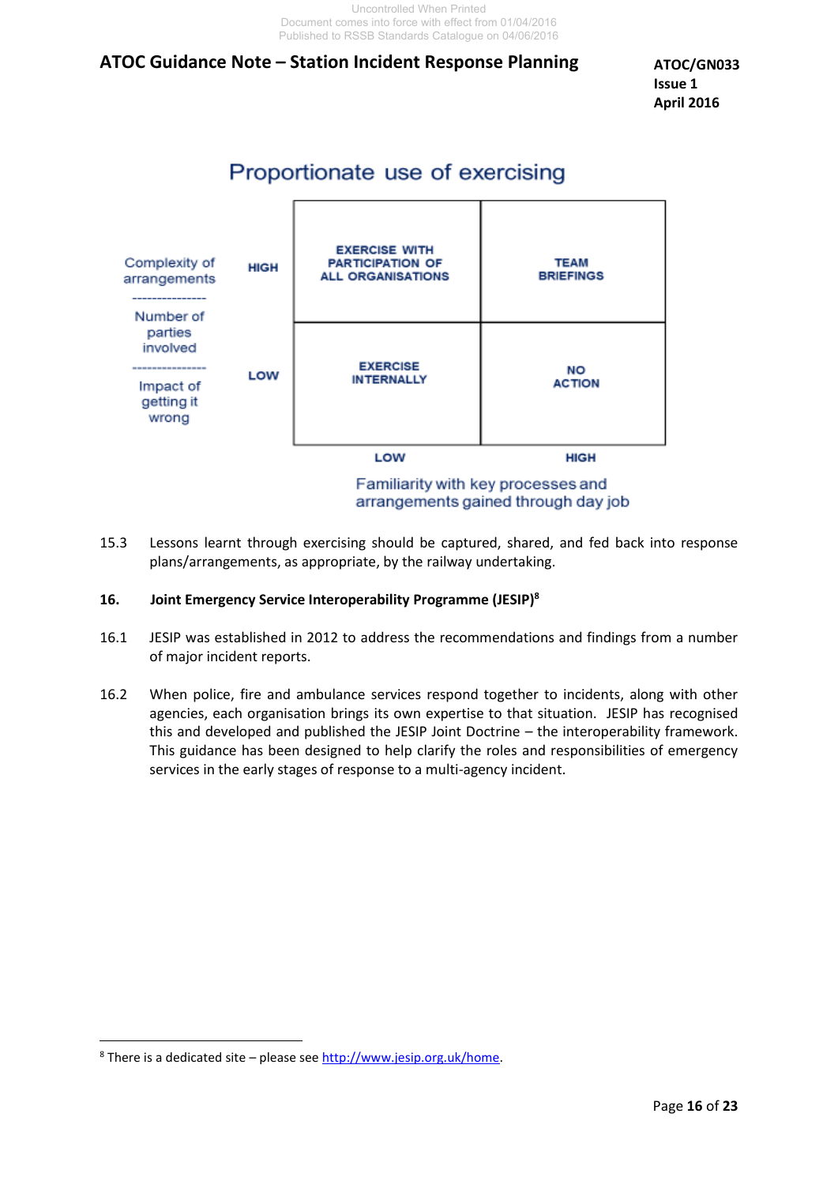## Proportionate use of exercising

| Complexity of arrangements / Number of parties involved / Impact of getting it wrong | Familiarity with key processes and arrangements gained through day job: LOW | Familiarity with key processes and arrangements gained through day job: HIGH |
|---|---|---|
| HIGH | EXERCISE WITH PARTICIPATION OF ALL ORGANISATIONS | TEAM BRIEFINGS |
| LOW | EXERCISE INTERNALLY | NO ACTION |

15.3 Lessons learnt through exercising should be captured, shared, and fed back into response plans/arrangements, as appropriate, by the railway undertaking.

### 16. Joint Emergency Service Interoperability Programme (JESIP)[8]

16.1 JESIP was established in 2012 to address the recommendations and findings from a number of major incident reports.

16.2 When police, fire and ambulance services respond together to incidents, along with other agencies, each organisation brings its own expertise to that situation. JESIP has recognised this and developed and published the JESIP Joint Doctrine – the interoperability framework. This guidance has been designed to help clarify the roles and responsibilities of emergency services in the early stages of response to a multi-agency incident.

[8] There is a dedicated site – please see http://www.jesip.org.uk/home.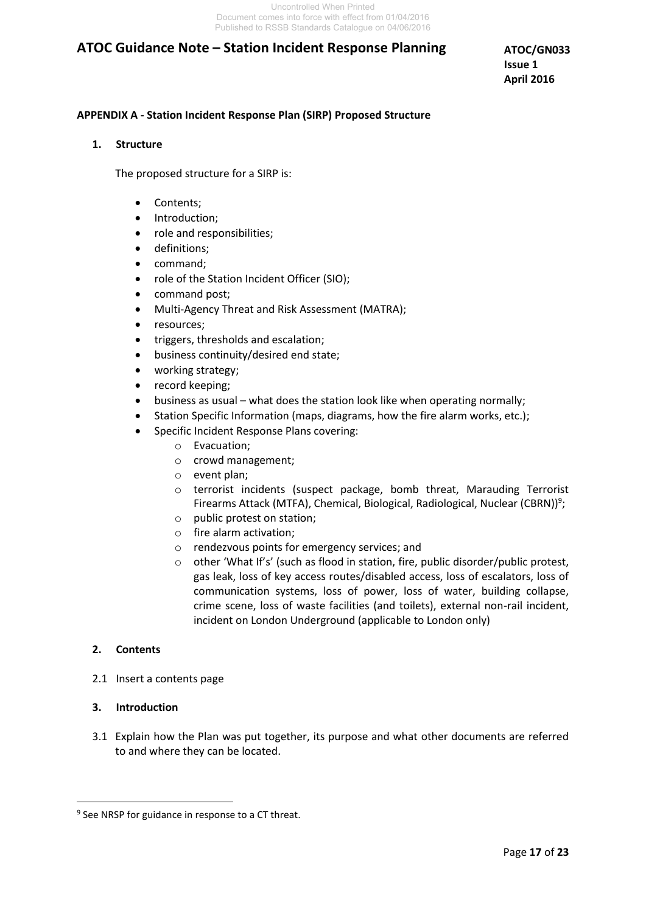## APPENDIX A - Station Incident Response Plan (SIRP) Proposed Structure

### 1. Structure

The proposed structure for a SIRP is:

- Contents;
- Introduction;
- role and responsibilities;
- definitions;
- command;
- role of the Station Incident Officer (SIO);
- command post;
- Multi-Agency Threat and Risk Assessment (MATRA);
- resources;
- triggers, thresholds and escalation;
- business continuity/desired end state;
- working strategy;
- record keeping;
- business as usual – what does the station look like when operating normally;
- Station Specific Information (maps, diagrams, how the fire alarm works, etc.);
- Specific Incident Response Plans covering:
  - Evacuation;
  - crowd management;
  - event plan;
  - terrorist incidents (suspect package, bomb threat, Marauding Terrorist Firearms Attack (MTFA), Chemical, Biological, Radiological, Nuclear (CBRN))[9];
  - public protest on station;
  - fire alarm activation;
  - rendezvous points for emergency services; and
  - other 'What If's' (such as flood in station, fire, public disorder/public protest, gas leak, loss of key access routes/disabled access, loss of escalators, loss of communication systems, loss of power, loss of water, building collapse, crime scene, loss of waste facilities (and toilets), external non-rail incident, incident on London Underground (applicable to London only)

### 2. Contents

2.1 Insert a contents page

### 3. Introduction

3.1 Explain how the Plan was put together, its purpose and what other documents are referred to and where they can be located.

[9] See NRSP for guidance in response to a CT threat.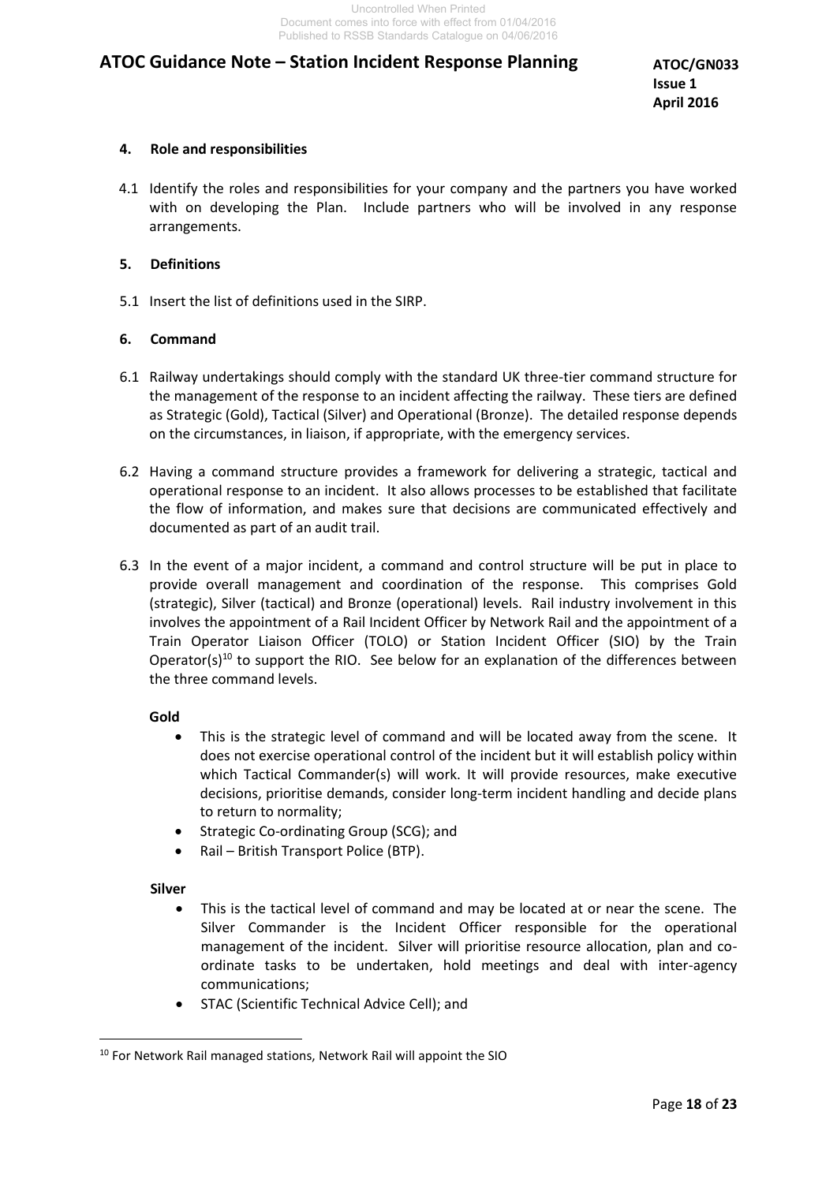## 4. Role and responsibilities

4.1 Identify the roles and responsibilities for your company and the partners you have worked with on developing the Plan. Include partners who will be involved in any response arrangements.

## 5. Definitions

5.1 Insert the list of definitions used in the SIRP.

## 6. Command

6.1 Railway undertakings should comply with the standard UK three-tier command structure for the management of the response to an incident affecting the railway. These tiers are defined as Strategic (Gold), Tactical (Silver) and Operational (Bronze). The detailed response depends on the circumstances, in liaison, if appropriate, with the emergency services.

6.2 Having a command structure provides a framework for delivering a strategic, tactical and operational response to an incident. It also allows processes to be established that facilitate the flow of information, and makes sure that decisions are communicated effectively and documented as part of an audit trail.

6.3 In the event of a major incident, a command and control structure will be put in place to provide overall management and coordination of the response. This comprises Gold (strategic), Silver (tactical) and Bronze (operational) levels. Rail industry involvement in this involves the appointment of a Rail Incident Officer by Network Rail and the appointment of a Train Operator Liaison Officer (TOLO) or Station Incident Officer (SIO) by the Train Operator(s)[10] to support the RIO. See below for an explanation of the differences between the three command levels.

**Gold**

- This is the strategic level of command and will be located away from the scene. It does not exercise operational control of the incident but it will establish policy within which Tactical Commander(s) will work. It will provide resources, make executive decisions, prioritise demands, consider long-term incident handling and decide plans to return to normality;
- Strategic Co-ordinating Group (SCG); and
- Rail – British Transport Police (BTP).

**Silver**

- This is the tactical level of command and may be located at or near the scene. The Silver Commander is the Incident Officer responsible for the operational management of the incident. Silver will prioritise resource allocation, plan and co-ordinate tasks to be undertaken, hold meetings and deal with inter-agency communications;
- STAC (Scientific Technical Advice Cell); and

[10] For Network Rail managed stations, Network Rail will appoint the SIO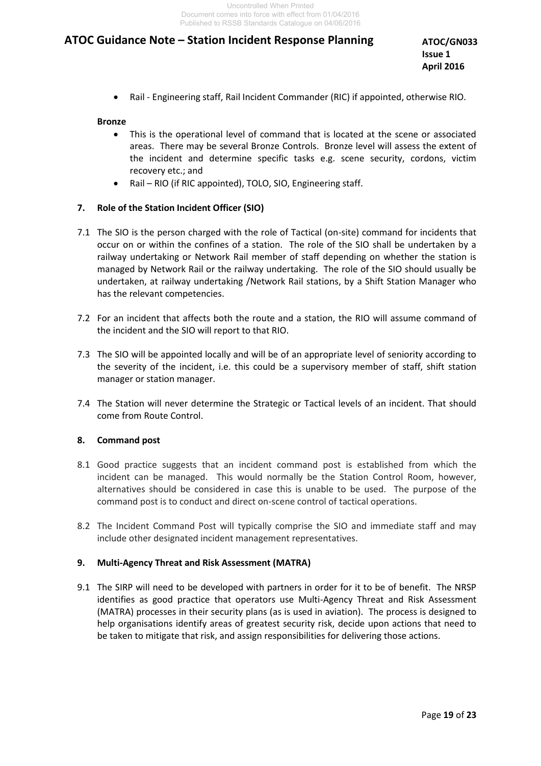- Rail - Engineering staff, Rail Incident Commander (RIC) if appointed, otherwise RIO.

**Bronze**

- This is the operational level of command that is located at the scene or associated areas. There may be several Bronze Controls. Bronze level will assess the extent of the incident and determine specific tasks e.g. scene security, cordons, victim recovery etc.; and
- Rail – RIO (if RIC appointed), TOLO, SIO, Engineering staff.

## 7. Role of the Station Incident Officer (SIO)

7.1 The SIO is the person charged with the role of Tactical (on-site) command for incidents that occur on or within the confines of a station. The role of the SIO shall be undertaken by a railway undertaking or Network Rail member of staff depending on whether the station is managed by Network Rail or the railway undertaking. The role of the SIO should usually be undertaken, at railway undertaking /Network Rail stations, by a Shift Station Manager who has the relevant competencies.

7.2 For an incident that affects both the route and a station, the RIO will assume command of the incident and the SIO will report to that RIO.

7.3 The SIO will be appointed locally and will be of an appropriate level of seniority according to the severity of the incident, i.e. this could be a supervisory member of staff, shift station manager or station manager.

7.4 The Station will never determine the Strategic or Tactical levels of an incident. That should come from Route Control.

## 8. Command post

8.1 Good practice suggests that an incident command post is established from which the incident can be managed. This would normally be the Station Control Room, however, alternatives should be considered in case this is unable to be used. The purpose of the command post is to conduct and direct on-scene control of tactical operations.

8.2 The Incident Command Post will typically comprise the SIO and immediate staff and may include other designated incident management representatives.

## 9. Multi-Agency Threat and Risk Assessment (MATRA)

9.1 The SIRP will need to be developed with partners in order for it to be of benefit. The NRSP identifies as good practice that operators use Multi-Agency Threat and Risk Assessment (MATRA) processes in their security plans (as is used in aviation). The process is designed to help organisations identify areas of greatest security risk, decide upon actions that need to be taken to mitigate that risk, and assign responsibilities for delivering those actions.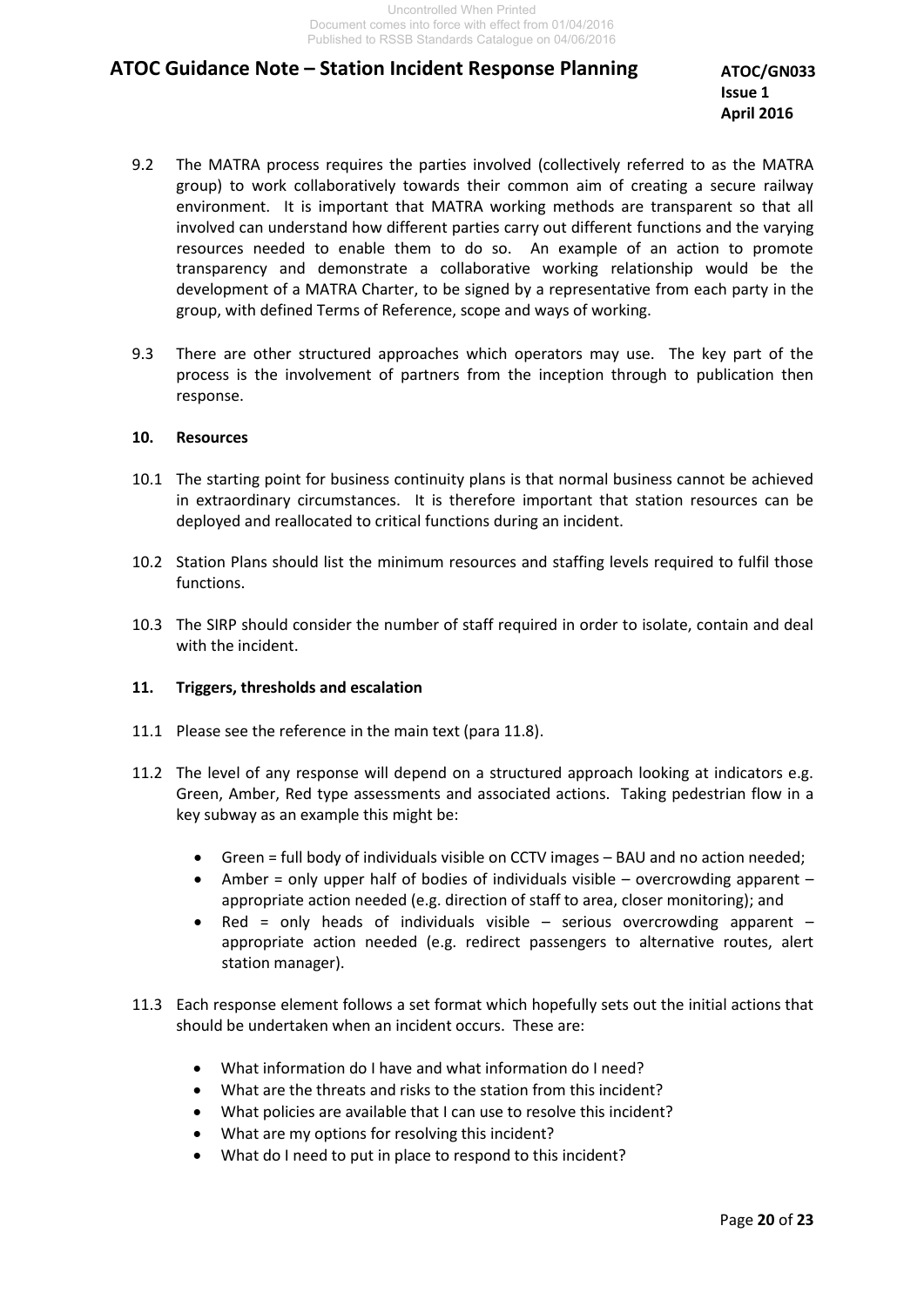9.2 The MATRA process requires the parties involved (collectively referred to as the MATRA group) to work collaboratively towards their common aim of creating a secure railway environment. It is important that MATRA working methods are transparent so that all involved can understand how different parties carry out different functions and the varying resources needed to enable them to do so. An example of an action to promote transparency and demonstrate a collaborative working relationship would be the development of a MATRA Charter, to be signed by a representative from each party in the group, with defined Terms of Reference, scope and ways of working.

9.3 There are other structured approaches which operators may use. The key part of the process is the involvement of partners from the inception through to publication then response.

## 10. Resources

10.1 The starting point for business continuity plans is that normal business cannot be achieved in extraordinary circumstances. It is therefore important that station resources can be deployed and reallocated to critical functions during an incident.

10.2 Station Plans should list the minimum resources and staffing levels required to fulfil those functions.

10.3 The SIRP should consider the number of staff required in order to isolate, contain and deal with the incident.

## 11. Triggers, thresholds and escalation

11.1 Please see the reference in the main text (para 11.8).

11.2 The level of any response will depend on a structured approach looking at indicators e.g. Green, Amber, Red type assessments and associated actions. Taking pedestrian flow in a key subway as an example this might be:

- Green = full body of individuals visible on CCTV images – BAU and no action needed;
- Amber = only upper half of bodies of individuals visible – overcrowding apparent – appropriate action needed (e.g. direction of staff to area, closer monitoring); and
- Red = only heads of individuals visible – serious overcrowding apparent – appropriate action needed (e.g. redirect passengers to alternative routes, alert station manager).

11.3 Each response element follows a set format which hopefully sets out the initial actions that should be undertaken when an incident occurs. These are:

- What information do I have and what information do I need?
- What are the threats and risks to the station from this incident?
- What policies are available that I can use to resolve this incident?
- What are my options for resolving this incident?
- What do I need to put in place to respond to this incident?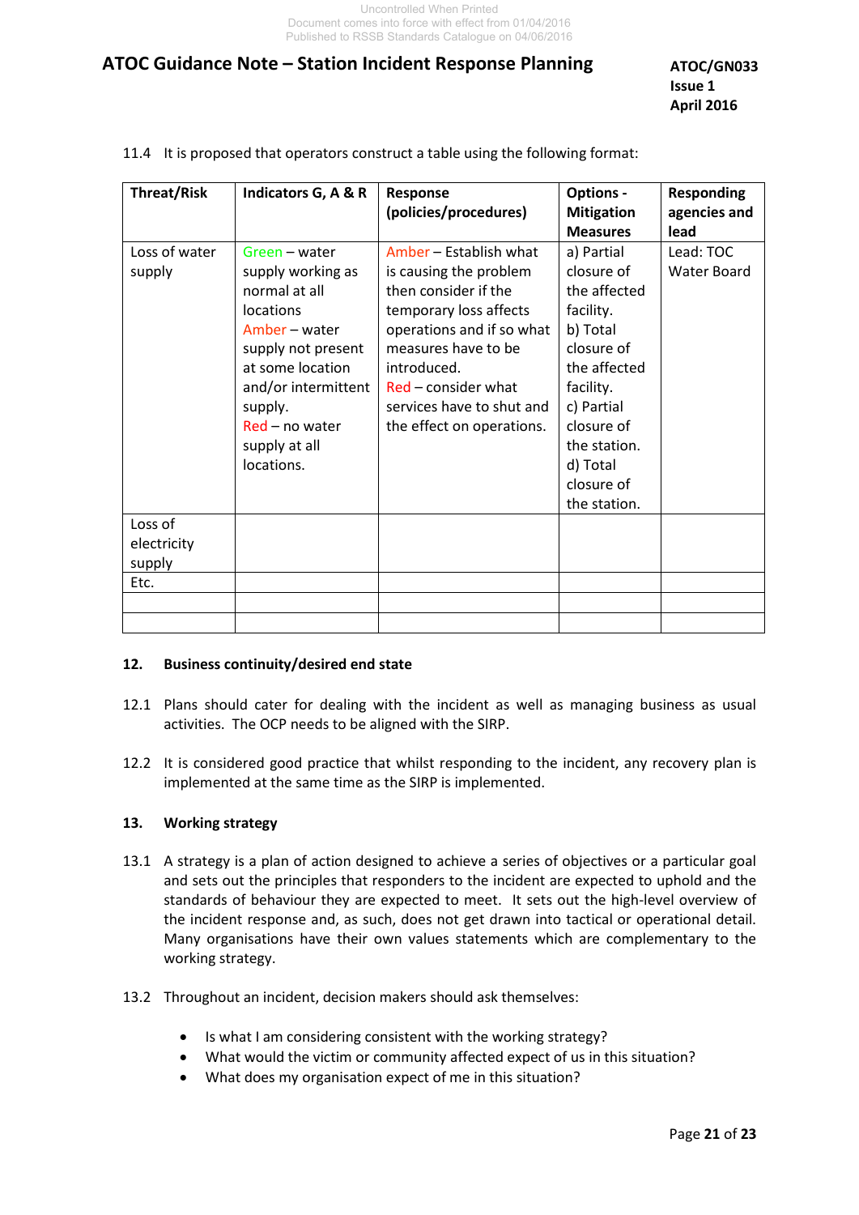11.4 It is proposed that operators construct a table using the following format:

| Threat/Risk | Indicators G, A & R | Response (policies/procedures) | Options - Mitigation Measures | Responding agencies and lead |
|---|---|---|---|---|
| Loss of water supply | Green – water supply working as normal at all locations<br>Amber – water supply not present at some location and/or intermittent supply.<br>Red – no water supply at all locations. | Amber – Establish what is causing the problem then consider if the temporary loss affects operations and if so what measures have to be introduced.<br>Red – consider what services have to shut and the effect on operations. | a) Partial closure of the affected facility.<br>b) Total closure of the affected facility.<br>c) Partial closure of the station.<br>d) Total closure of the station. | Lead: TOC<br>Water Board |
| Loss of electricity supply | | | | |
| Etc. | | | | |
| | | | | |
| | | | | |

## 12. Business continuity/desired end state

12.1 Plans should cater for dealing with the incident as well as managing business as usual activities. The OCP needs to be aligned with the SIRP.

12.2 It is considered good practice that whilst responding to the incident, any recovery plan is implemented at the same time as the SIRP is implemented.

## 13. Working strategy

13.1 A strategy is a plan of action designed to achieve a series of objectives or a particular goal and sets out the principles that responders to the incident are expected to uphold and the standards of behaviour they are expected to meet. It sets out the high-level overview of the incident response and, as such, does not get drawn into tactical or operational detail. Many organisations have their own values statements which are complementary to the working strategy.

13.2 Throughout an incident, decision makers should ask themselves:

- Is what I am considering consistent with the working strategy?
- What would the victim or community affected expect of us in this situation?
- What does my organisation expect of me in this situation?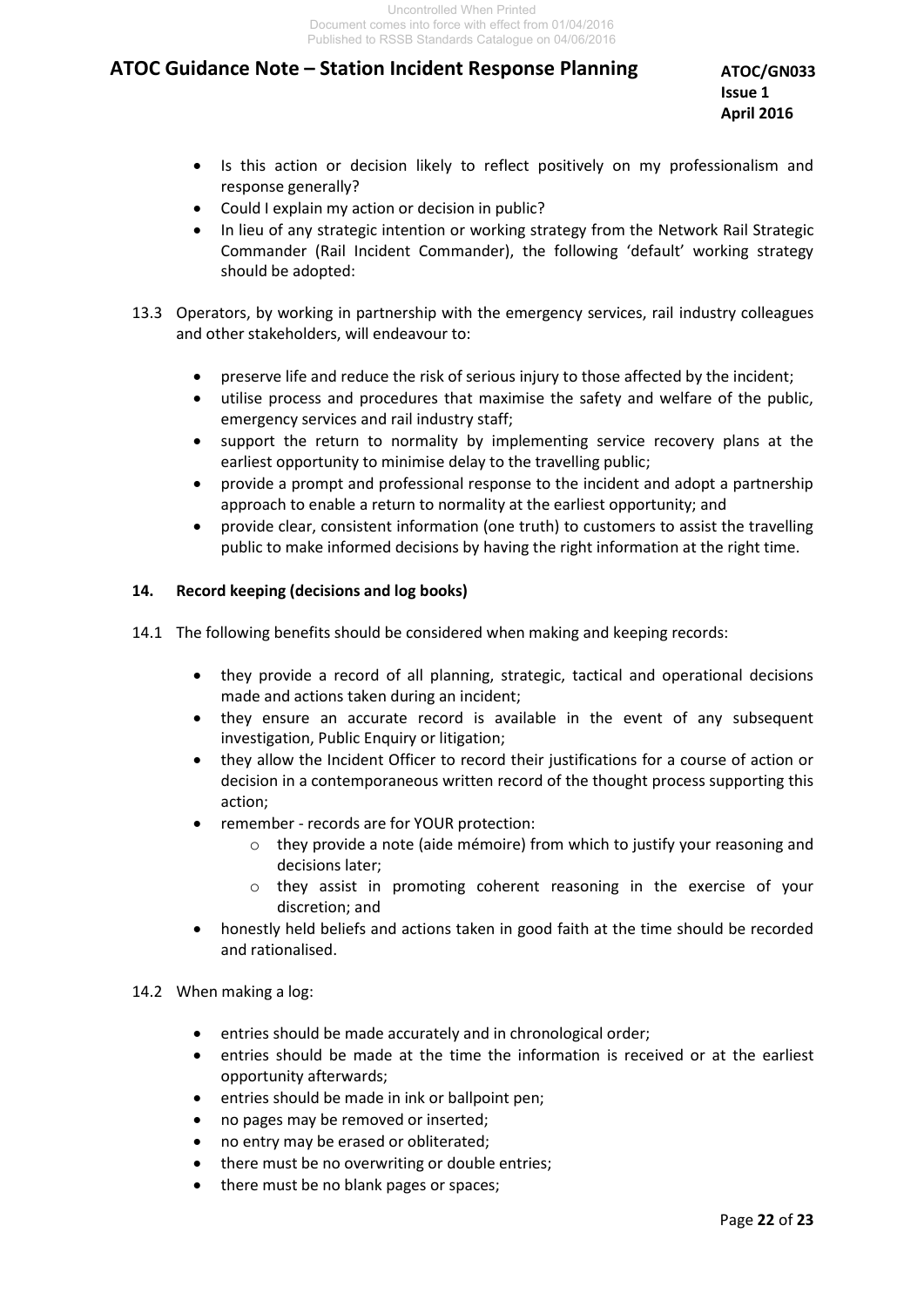- Is this action or decision likely to reflect positively on my professionalism and response generally?
- Could I explain my action or decision in public?
- In lieu of any strategic intention or working strategy from the Network Rail Strategic Commander (Rail Incident Commander), the following 'default' working strategy should be adopted:

13.3 Operators, by working in partnership with the emergency services, rail industry colleagues and other stakeholders, will endeavour to:

- preserve life and reduce the risk of serious injury to those affected by the incident;
- utilise process and procedures that maximise the safety and welfare of the public, emergency services and rail industry staff;
- support the return to normality by implementing service recovery plans at the earliest opportunity to minimise delay to the travelling public;
- provide a prompt and professional response to the incident and adopt a partnership approach to enable a return to normality at the earliest opportunity; and
- provide clear, consistent information (one truth) to customers to assist the travelling public to make informed decisions by having the right information at the right time.

## 14. Record keeping (decisions and log books)

14.1 The following benefits should be considered when making and keeping records:

- they provide a record of all planning, strategic, tactical and operational decisions made and actions taken during an incident;
- they ensure an accurate record is available in the event of any subsequent investigation, Public Enquiry or litigation;
- they allow the Incident Officer to record their justifications for a course of action or decision in a contemporaneous written record of the thought process supporting this action;
- remember - records are for YOUR protection:
    - they provide a note (aide mémoire) from which to justify your reasoning and decisions later;
    - they assist in promoting coherent reasoning in the exercise of your discretion; and
- honestly held beliefs and actions taken in good faith at the time should be recorded and rationalised.

14.2 When making a log:

- entries should be made accurately and in chronological order;
- entries should be made at the time the information is received or at the earliest opportunity afterwards;
- entries should be made in ink or ballpoint pen;
- no pages may be removed or inserted;
- no entry may be erased or obliterated;
- there must be no overwriting or double entries;
- there must be no blank pages or spaces;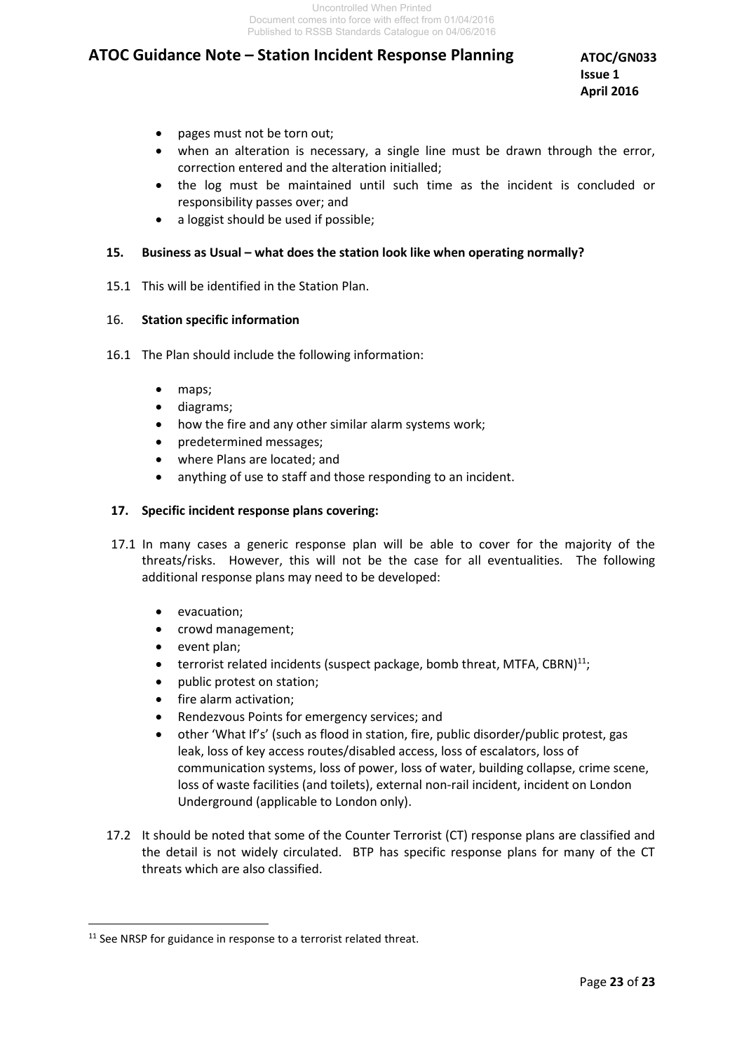- pages must not be torn out;
- when an alteration is necessary, a single line must be drawn through the error, correction entered and the alteration initialled;
- the log must be maintained until such time as the incident is concluded or responsibility passes over; and
- a loggist should be used if possible;

**15. Business as Usual – what does the station look like when operating normally?**

15.1 This will be identified in the Station Plan.

16. **Station specific information**

16.1 The Plan should include the following information:

- maps;
- diagrams;
- how the fire and any other similar alarm systems work;
- predetermined messages;
- where Plans are located; and
- anything of use to staff and those responding to an incident.

**17. Specific incident response plans covering:**

17.1 In many cases a generic response plan will be able to cover for the majority of the threats/risks. However, this will not be the case for all eventualities. The following additional response plans may need to be developed:

- evacuation;
- crowd management;
- event plan;
- terrorist related incidents (suspect package, bomb threat, MTFA, CBRN)[11];
- public protest on station;
- fire alarm activation;
- Rendezvous Points for emergency services; and
- other 'What If's' (such as flood in station, fire, public disorder/public protest, gas leak, loss of key access routes/disabled access, loss of escalators, loss of communication systems, loss of power, loss of water, building collapse, crime scene, loss of waste facilities (and toilets), external non-rail incident, incident on London Underground (applicable to London only).

17.2 It should be noted that some of the Counter Terrorist (CT) response plans are classified and the detail is not widely circulated. BTP has specific response plans for many of the CT threats which are also classified.

[11] See NRSP for guidance in response to a terrorist related threat.